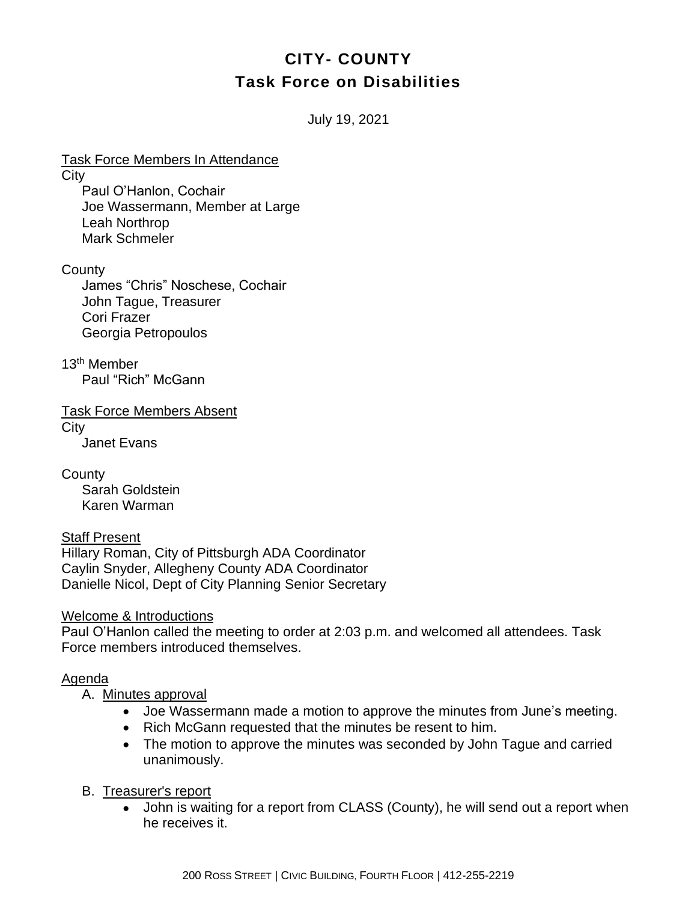# CITY- COUNTY

## Task Force on Disabilities

July 19, 2021

Task Force Members In Attendance

City

- Paul O'Hanlon, Cochair
- Joe Wassermann, Member at Large
- Leah Northrop
- Mark Schmeler

County

- James "Chris" Noschese, Cochair
- John Tague, Treasurer
- Cori Frazer
- Georgia Petropoulos

13th Member

- Paul "Rich" McGann

Task Force Members Absent

City

- Janet Evans

County

- Sarah Goldstein
- Karen Warman

Staff Present

Hillary Roman, City of Pittsburgh ADA Coordinator
Caylin Snyder, Allegheny County ADA Coordinator
Danielle Nicol, Dept of City Planning Senior Secretary

Welcome & Introductions

Paul O'Hanlon called the meeting to order at 2:03 p.m. and welcomed all attendees. Task Force members introduced themselves.

Agenda

A. Minutes approval
- Joe Wassermann made a motion to approve the minutes from June's meeting.
- Rich McGann requested that the minutes be resent to him.
- The motion to approve the minutes was seconded by John Tague and carried unanimously.

B. Treasurer's report
- John is waiting for a report from CLASS (County), he will send out a report when he receives it.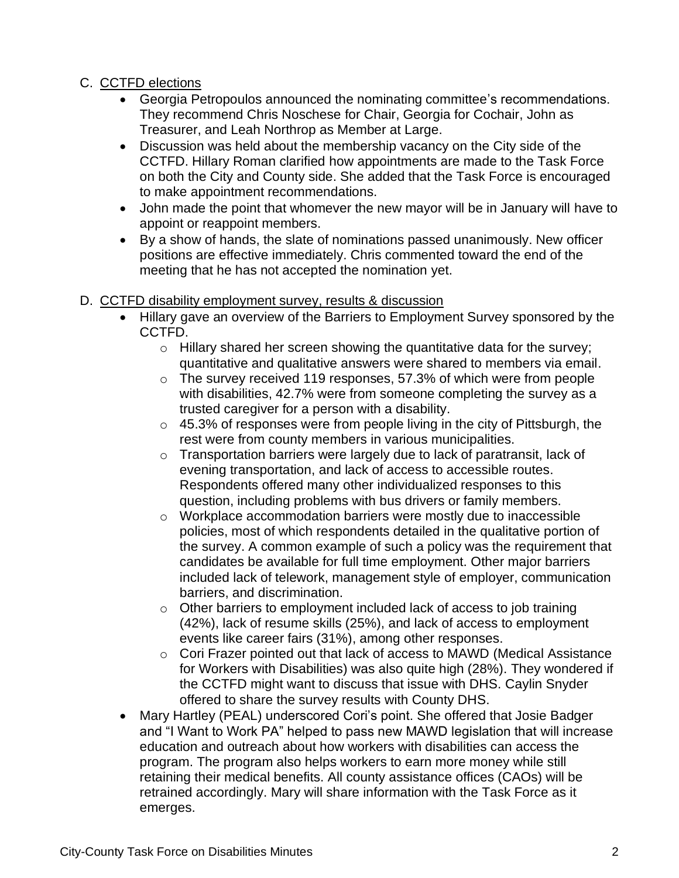C. <u>CCTFD elections</u>

- Georgia Petropoulos announced the nominating committee's recommendations. They recommend Chris Noschese for Chair, Georgia for Cochair, John as Treasurer, and Leah Northrop as Member at Large.
- Discussion was held about the membership vacancy on the City side of the CCTFD. Hillary Roman clarified how appointments are made to the Task Force on both the City and County side. She added that the Task Force is encouraged to make appointment recommendations.
- John made the point that whomever the new mayor will be in January will have to appoint or reappoint members.
- By a show of hands, the slate of nominations passed unanimously. New officer positions are effective immediately. Chris commented toward the end of the meeting that he has not accepted the nomination yet.

D. <u>CCTFD disability employment survey, results & discussion</u>

- Hillary gave an overview of the Barriers to Employment Survey sponsored by the CCTFD.
  - Hillary shared her screen showing the quantitative data for the survey; quantitative and qualitative answers were shared to members via email.
  - The survey received 119 responses, 57.3% of which were from people with disabilities, 42.7% were from someone completing the survey as a trusted caregiver for a person with a disability.
  - 45.3% of responses were from people living in the city of Pittsburgh, the rest were from county members in various municipalities.
  - Transportation barriers were largely due to lack of paratransit, lack of evening transportation, and lack of access to accessible routes. Respondents offered many other individualized responses to this question, including problems with bus drivers or family members.
  - Workplace accommodation barriers were mostly due to inaccessible policies, most of which respondents detailed in the qualitative portion of the survey. A common example of such a policy was the requirement that candidates be available for full time employment. Other major barriers included lack of telework, management style of employer, communication barriers, and discrimination.
  - Other barriers to employment included lack of access to job training (42%), lack of resume skills (25%), and lack of access to employment events like career fairs (31%), among other responses.
  - Cori Frazer pointed out that lack of access to MAWD (Medical Assistance for Workers with Disabilities) was also quite high (28%). They wondered if the CCTFD might want to discuss that issue with DHS. Caylin Snyder offered to share the survey results with County DHS.
- Mary Hartley (PEAL) underscored Cori's point. She offered that Josie Badger and "I Want to Work PA" helped to pass new MAWD legislation that will increase education and outreach about how workers with disabilities can access the program. The program also helps workers to earn more money while still retaining their medical benefits. All county assistance offices (CAOs) will be retrained accordingly. Mary will share information with the Task Force as it emerges.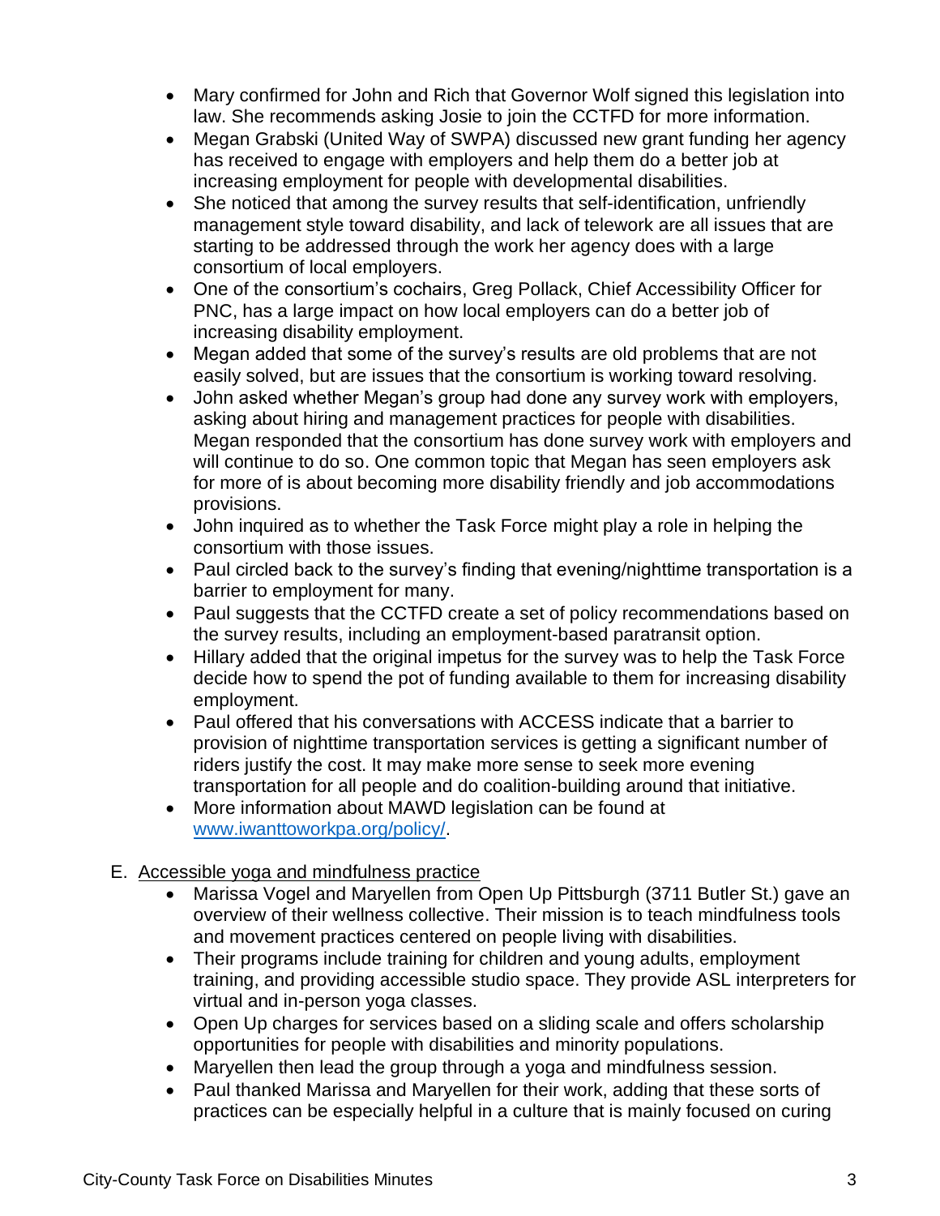- Mary confirmed for John and Rich that Governor Wolf signed this legislation into law. She recommends asking Josie to join the CCTFD for more information.
- Megan Grabski (United Way of SWPA) discussed new grant funding her agency has received to engage with employers and help them do a better job at increasing employment for people with developmental disabilities.
- She noticed that among the survey results that self-identification, unfriendly management style toward disability, and lack of telework are all issues that are starting to be addressed through the work her agency does with a large consortium of local employers.
- One of the consortium's cochairs, Greg Pollack, Chief Accessibility Officer for PNC, has a large impact on how local employers can do a better job of increasing disability employment.
- Megan added that some of the survey's results are old problems that are not easily solved, but are issues that the consortium is working toward resolving.
- John asked whether Megan's group had done any survey work with employers, asking about hiring and management practices for people with disabilities. Megan responded that the consortium has done survey work with employers and will continue to do so. One common topic that Megan has seen employers ask for more of is about becoming more disability friendly and job accommodations provisions.
- John inquired as to whether the Task Force might play a role in helping the consortium with those issues.
- Paul circled back to the survey's finding that evening/nighttime transportation is a barrier to employment for many.
- Paul suggests that the CCTFD create a set of policy recommendations based on the survey results, including an employment-based paratransit option.
- Hillary added that the original impetus for the survey was to help the Task Force decide how to spend the pot of funding available to them for increasing disability employment.
- Paul offered that his conversations with ACCESS indicate that a barrier to provision of nighttime transportation services is getting a significant number of riders justify the cost. It may make more sense to seek more evening transportation for all people and do coalition-building around that initiative.
- More information about MAWD legislation can be found at [www.iwanttoworkpa.org/policy/](http://www.iwanttoworkpa.org/policy/).

E. Accessible yoga and mindfulness practice

- Marissa Vogel and Maryellen from Open Up Pittsburgh (3711 Butler St.) gave an overview of their wellness collective. Their mission is to teach mindfulness tools and movement practices centered on people living with disabilities.
- Their programs include training for children and young adults, employment training, and providing accessible studio space. They provide ASL interpreters for virtual and in-person yoga classes.
- Open Up charges for services based on a sliding scale and offers scholarship opportunities for people with disabilities and minority populations.
- Maryellen then lead the group through a yoga and mindfulness session.
- Paul thanked Marissa and Maryellen for their work, adding that these sorts of practices can be especially helpful in a culture that is mainly focused on curing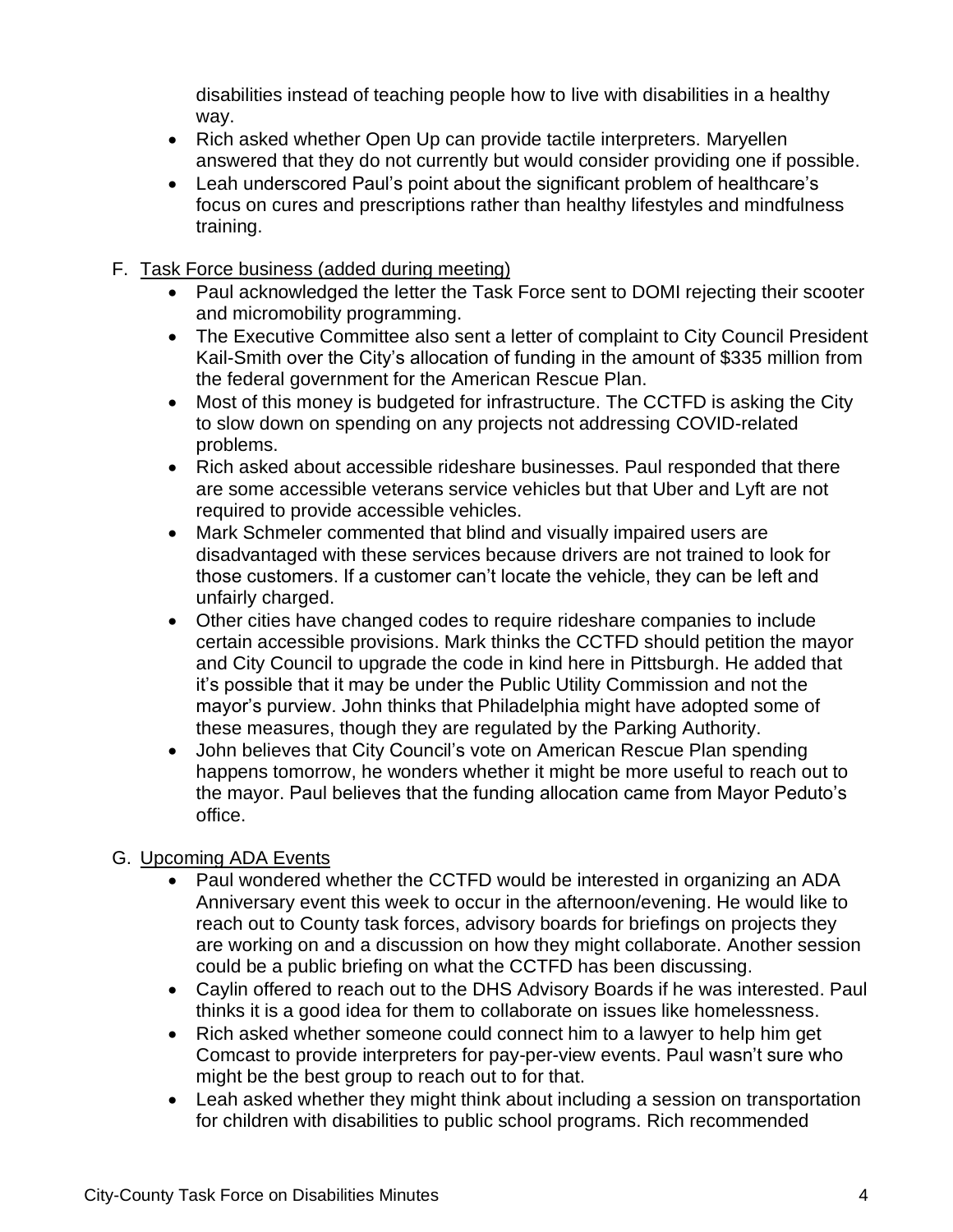disabilities instead of teaching people how to live with disabilities in a healthy way.
- Rich asked whether Open Up can provide tactile interpreters. Maryellen answered that they do not currently but would consider providing one if possible.
- Leah underscored Paul's point about the significant problem of healthcare's focus on cures and prescriptions rather than healthy lifestyles and mindfulness training.

F. <u>Task Force business (added during meeting)</u>

- Paul acknowledged the letter the Task Force sent to DOMI rejecting their scooter and micromobility programming.
- The Executive Committee also sent a letter of complaint to City Council President Kail-Smith over the City's allocation of funding in the amount of $335 million from the federal government for the American Rescue Plan.
- Most of this money is budgeted for infrastructure. The CCTFD is asking the City to slow down on spending on any projects not addressing COVID-related problems.
- Rich asked about accessible rideshare businesses. Paul responded that there are some accessible veterans service vehicles but that Uber and Lyft are not required to provide accessible vehicles.
- Mark Schmeler commented that blind and visually impaired users are disadvantaged with these services because drivers are not trained to look for those customers. If a customer can't locate the vehicle, they can be left and unfairly charged.
- Other cities have changed codes to require rideshare companies to include certain accessible provisions. Mark thinks the CCTFD should petition the mayor and City Council to upgrade the code in kind here in Pittsburgh. He added that it's possible that it may be under the Public Utility Commission and not the mayor's purview. John thinks that Philadelphia might have adopted some of these measures, though they are regulated by the Parking Authority.
- John believes that City Council's vote on American Rescue Plan spending happens tomorrow, he wonders whether it might be more useful to reach out to the mayor. Paul believes that the funding allocation came from Mayor Peduto's office.

G. <u>Upcoming ADA Events</u>

- Paul wondered whether the CCTFD would be interested in organizing an ADA Anniversary event this week to occur in the afternoon/evening. He would like to reach out to County task forces, advisory boards for briefings on projects they are working on and a discussion on how they might collaborate. Another session could be a public briefing on what the CCTFD has been discussing.
- Caylin offered to reach out to the DHS Advisory Boards if he was interested. Paul thinks it is a good idea for them to collaborate on issues like homelessness.
- Rich asked whether someone could connect him to a lawyer to help him get Comcast to provide interpreters for pay-per-view events. Paul wasn't sure who might be the best group to reach out to for that.
- Leah asked whether they might think about including a session on transportation for children with disabilities to public school programs. Rich recommended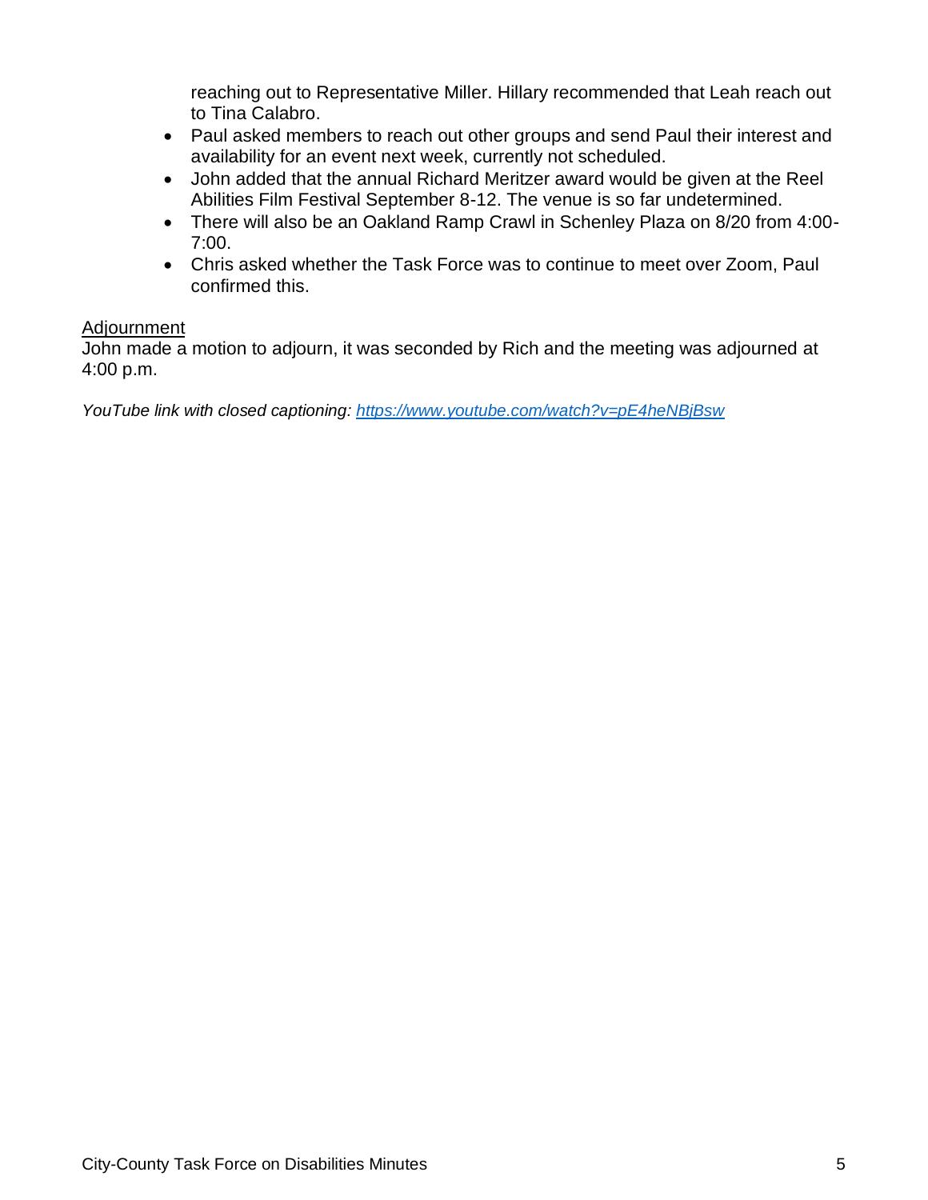reaching out to Representative Miller. Hillary recommended that Leah reach out to Tina Calabro.

- Paul asked members to reach out other groups and send Paul their interest and availability for an event next week, currently not scheduled.
- John added that the annual Richard Meritzer award would be given at the Reel Abilities Film Festival September 8-12. The venue is so far undetermined.
- There will also be an Oakland Ramp Crawl in Schenley Plaza on 8/20 from 4:00-7:00.
- Chris asked whether the Task Force was to continue to meet over Zoom, Paul confirmed this.

Adjournment

John made a motion to adjourn, it was seconded by Rich and the meeting was adjourned at 4:00 p.m.

*YouTube link with closed captioning: [https://www.youtube.com/watch?v=pE4heNBjBsw](https://www.youtube.com/watch?v=pE4heNBjBsw)*